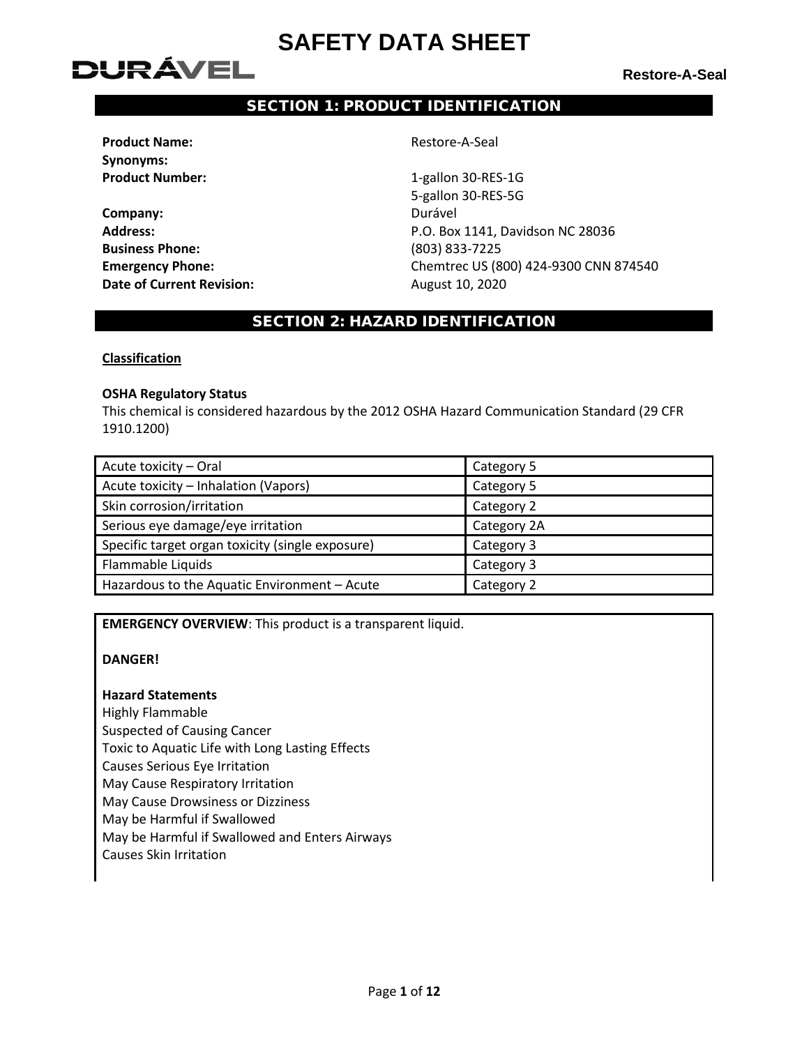# SAFETY DATA SHEET

DURÁVEL

**Restore-A-Seal**

## SECTION 1: PRODUCT IDENTIFICATION

**Product Name:** Restore-A-Seal
**Synonyms:**
**Product Number:** 1-gallon 30-RES-1G
5-gallon 30-RES-5G
**Company:** Durável
**Address:** P.O. Box 1141, Davidson NC 28036
**Business Phone:** (803) 833-7225
**Emergency Phone:** Chemtrec US (800) 424-9300 CNN 874540
**Date of Current Revision:** August 10, 2020

## SECTION 2: HAZARD IDENTIFICATION

**Classification**

**OSHA Regulatory Status**
This chemical is considered hazardous by the 2012 OSHA Hazard Communication Standard (29 CFR 1910.1200)

| Hazard Class | Category |
|---|---|
| Acute toxicity – Oral | Category 5 |
| Acute toxicity – Inhalation (Vapors) | Category 5 |
| Skin corrosion/irritation | Category 2 |
| Serious eye damage/eye irritation | Category 2A |
| Specific target organ toxicity (single exposure) | Category 3 |
| Flammable Liquids | Category 3 |
| Hazardous to the Aquatic Environment – Acute | Category 2 |

**EMERGENCY OVERVIEW**: This product is a transparent liquid.

**DANGER!**

**Hazard Statements**
Highly Flammable
Suspected of Causing Cancer
Toxic to Aquatic Life with Long Lasting Effects
Causes Serious Eye Irritation
May Cause Respiratory Irritation
May Cause Drowsiness or Dizziness
May be Harmful if Swallowed
May be Harmful if Swallowed and Enters Airways
Causes Skin Irritation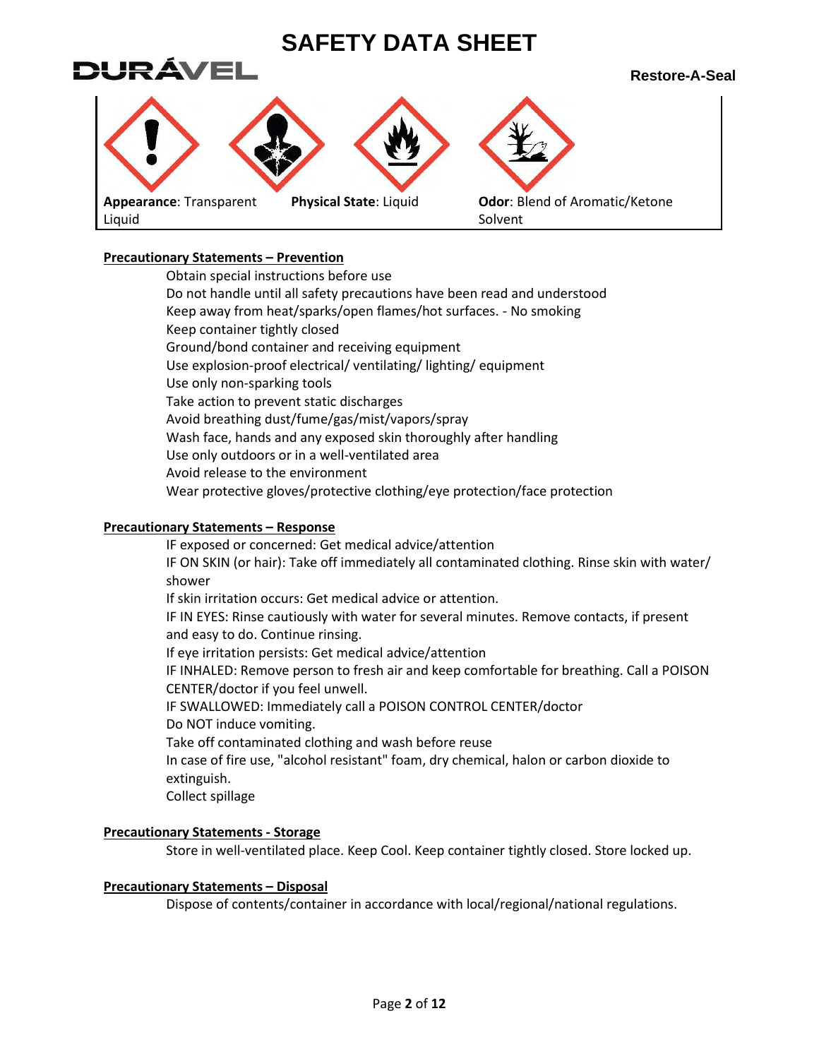# SAFETY DATA SHEET

**Restore-A-Seal**

**Appearance**: Transparent Liquid

**Physical State**: Liquid

**Odor**: Blend of Aromatic/Ketone Solvent

**Precautionary Statements – Prevention**

Obtain special instructions before use
Do not handle until all safety precautions have been read and understood
Keep away from heat/sparks/open flames/hot surfaces. - No smoking
Keep container tightly closed
Ground/bond container and receiving equipment
Use explosion-proof electrical/ ventilating/ lighting/ equipment
Use only non-sparking tools
Take action to prevent static discharges
Avoid breathing dust/fume/gas/mist/vapors/spray
Wash face, hands and any exposed skin thoroughly after handling
Use only outdoors or in a well-ventilated area
Avoid release to the environment
Wear protective gloves/protective clothing/eye protection/face protection

**Precautionary Statements – Response**

IF exposed or concerned: Get medical advice/attention
IF ON SKIN (or hair): Take off immediately all contaminated clothing. Rinse skin with water/ shower
If skin irritation occurs: Get medical advice or attention.
IF IN EYES: Rinse cautiously with water for several minutes. Remove contacts, if present and easy to do. Continue rinsing.
If eye irritation persists: Get medical advice/attention
IF INHALED: Remove person to fresh air and keep comfortable for breathing. Call a POISON CENTER/doctor if you feel unwell.
IF SWALLOWED: Immediately call a POISON CONTROL CENTER/doctor
Do NOT induce vomiting.
Take off contaminated clothing and wash before reuse
In case of fire use, "alcohol resistant" foam, dry chemical, halon or carbon dioxide to extinguish.
Collect spillage

**Precautionary Statements - Storage**

Store in well-ventilated place. Keep Cool. Keep container tightly closed. Store locked up.

**Precautionary Statements – Disposal**

Dispose of contents/container in accordance with local/regional/national regulations.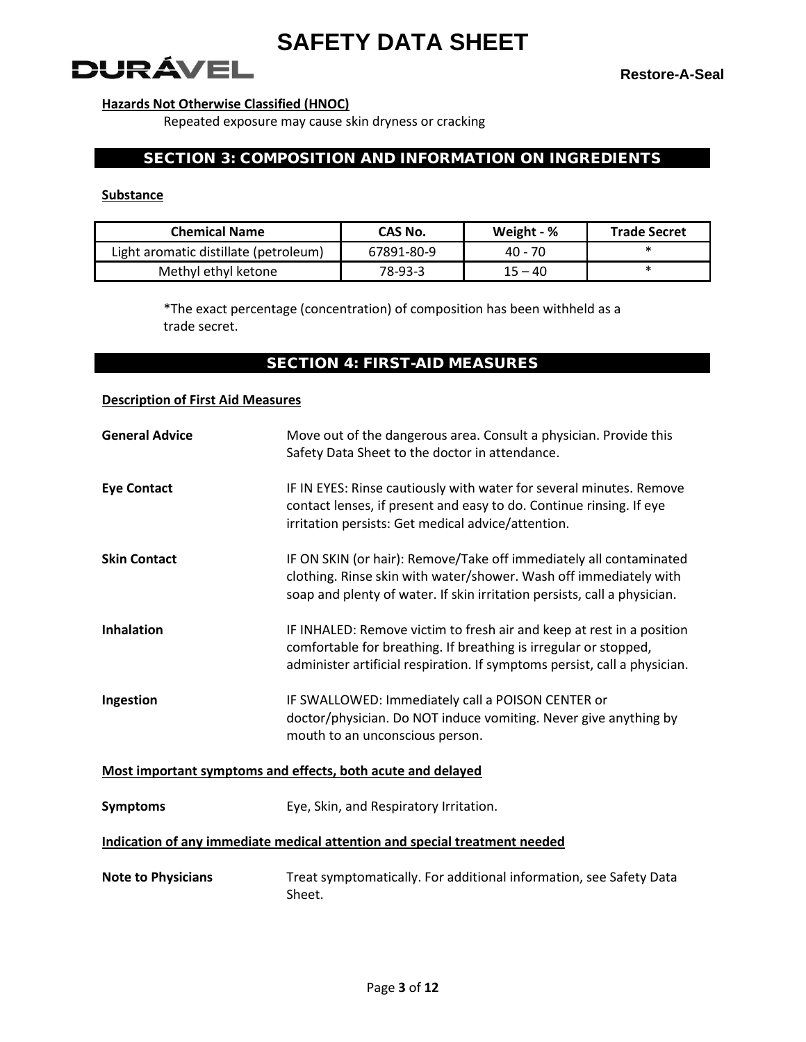**Hazards Not Otherwise Classified (HNOC)**

Repeated exposure may cause skin dryness or cracking

## SECTION 3: COMPOSITION AND INFORMATION ON INGREDIENTS

**Substance**

| Chemical Name | CAS No. | Weight - % | Trade Secret |
|---|---|---|---|
| Light aromatic distillate (petroleum) | 67891-80-9 | 40 - 70 | * |
| Methyl ethyl ketone | 78-93-3 | 15 – 40 | * |

*The exact percentage (concentration) of composition has been withheld as a trade secret.

## SECTION 4: FIRST-AID MEASURES

**Description of First Aid Measures**

**General Advice**
Move out of the dangerous area. Consult a physician. Provide this Safety Data Sheet to the doctor in attendance.

**Eye Contact**
IF IN EYES: Rinse cautiously with water for several minutes. Remove contact lenses, if present and easy to do. Continue rinsing. If eye irritation persists: Get medical advice/attention.

**Skin Contact**
IF ON SKIN (or hair): Remove/Take off immediately all contaminated clothing. Rinse skin with water/shower. Wash off immediately with soap and plenty of water. If skin irritation persists, call a physician.

**Inhalation**
IF INHALED: Remove victim to fresh air and keep at rest in a position comfortable for breathing. If breathing is irregular or stopped, administer artificial respiration. If symptoms persist, call a physician.

**Ingestion**
IF SWALLOWED: Immediately call a POISON CENTER or doctor/physician. Do NOT induce vomiting. Never give anything by mouth to an unconscious person.

**Most important symptoms and effects, both acute and delayed**

**Symptoms**
Eye, Skin, and Respiratory Irritation.

**Indication of any immediate medical attention and special treatment needed**

**Note to Physicians**
Treat symptomatically. For additional information, see Safety Data Sheet.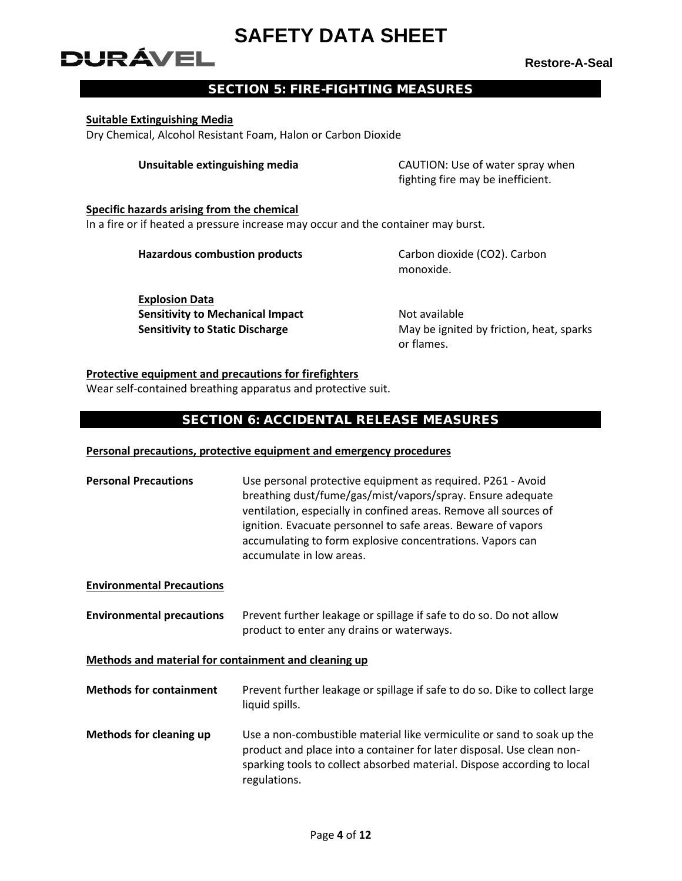## SECTION 5: FIRE-FIGHTING MEASURES

**Suitable Extinguishing Media**

Dry Chemical, Alcohol Resistant Foam, Halon or Carbon Dioxide

**Unsuitable extinguishing media** — CAUTION: Use of water spray when fighting fire may be inefficient.

**Specific hazards arising from the chemical**

In a fire or if heated a pressure increase may occur and the container may burst.

**Hazardous combustion products** — Carbon dioxide ($CO_2$). Carbon monoxide.

**Explosion Data**

**Sensitivity to Mechanical Impact** — Not available

**Sensitivity to Static Discharge** — May be ignited by friction, heat, sparks or flames.

**Protective equipment and precautions for firefighters**

Wear self-contained breathing apparatus and protective suit.

## SECTION 6: ACCIDENTAL RELEASE MEASURES

**Personal precautions, protective equipment and emergency procedures**

**Personal Precautions** — Use personal protective equipment as required. P261 - Avoid breathing dust/fume/gas/mist/vapors/spray. Ensure adequate ventilation, especially in confined areas. Remove all sources of ignition. Evacuate personnel to safe areas. Beware of vapors accumulating to form explosive concentrations. Vapors can accumulate in low areas.

**Environmental Precautions**

**Environmental precautions** — Prevent further leakage or spillage if safe to do so. Do not allow product to enter any drains or waterways.

**Methods and material for containment and cleaning up**

**Methods for containment** — Prevent further leakage or spillage if safe to do so. Dike to collect large liquid spills.

**Methods for cleaning up** — Use a non-combustible material like vermiculite or sand to soak up the product and place into a container for later disposal. Use clean non-sparking tools to collect absorbed material. Dispose according to local regulations.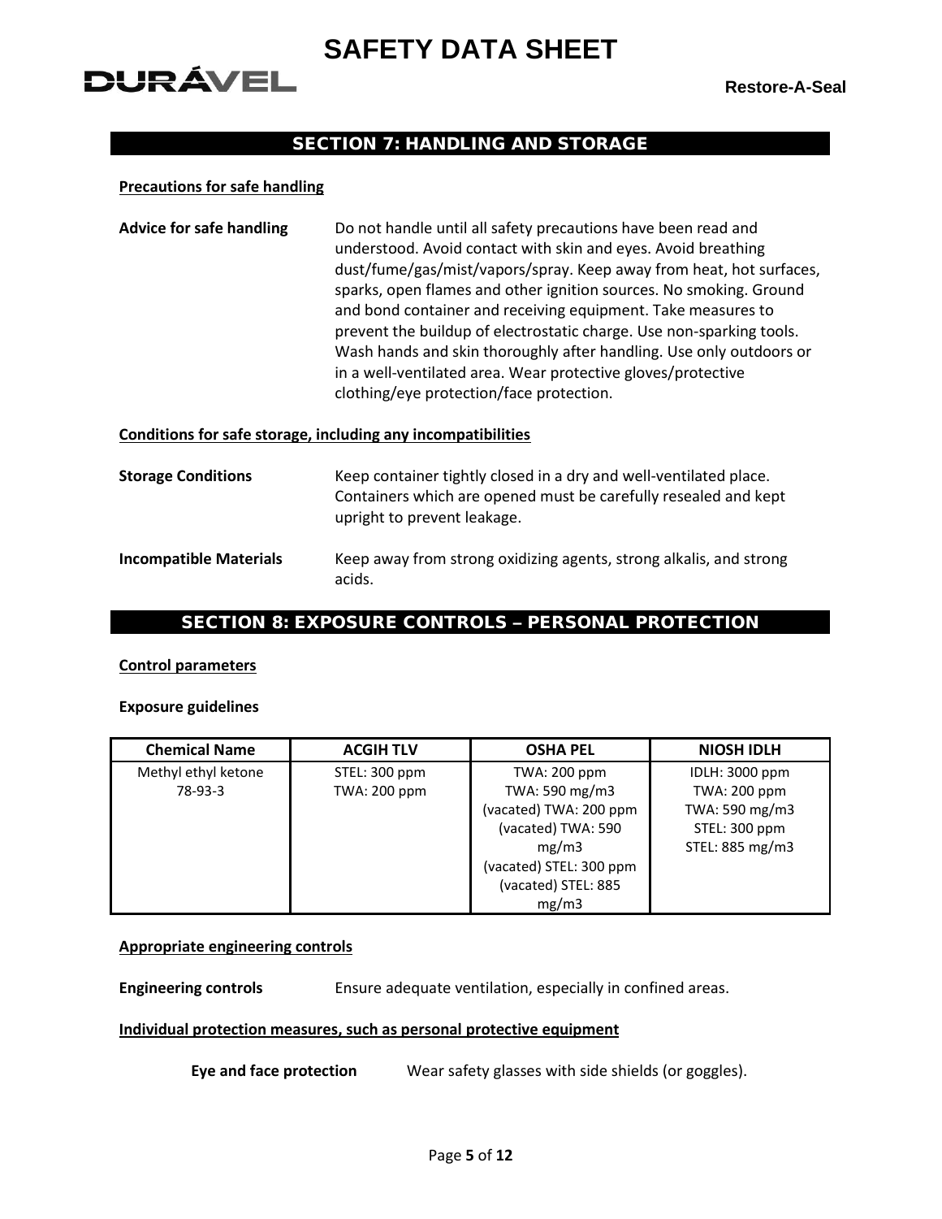## SECTION 7: HANDLING AND STORAGE

**Precautions for safe handling**

**Advice for safe handling** Do not handle until all safety precautions have been read and understood. Avoid contact with skin and eyes. Avoid breathing dust/fume/gas/mist/vapors/spray. Keep away from heat, hot surfaces, sparks, open flames and other ignition sources. No smoking. Ground and bond container and receiving equipment. Take measures to prevent the buildup of electrostatic charge. Use non-sparking tools. Wash hands and skin thoroughly after handling. Use only outdoors or in a well-ventilated area. Wear protective gloves/protective clothing/eye protection/face protection.

**Conditions for safe storage, including any incompatibilities**

**Storage Conditions** Keep container tightly closed in a dry and well-ventilated place. Containers which are opened must be carefully resealed and kept upright to prevent leakage.

**Incompatible Materials** Keep away from strong oxidizing agents, strong alkalis, and strong acids.

## SECTION 8: EXPOSURE CONTROLS – PERSONAL PROTECTION

**Control parameters**

**Exposure guidelines**

| Chemical Name | ACGIH TLV | OSHA PEL | NIOSH IDLH |
|---|---|---|---|
| Methyl ethyl ketone<br>78-93-3 | STEL: 300 ppm<br>TWA: 200 ppm | TWA: 200 ppm<br>TWA: 590 mg/m3<br>(vacated) TWA: 200 ppm<br>(vacated) TWA: 590 mg/m3<br>(vacated) STEL: 300 ppm<br>(vacated) STEL: 885 mg/m3 | IDLH: 3000 ppm<br>TWA: 200 ppm<br>TWA: 590 mg/m3<br>STEL: 300 ppm<br>STEL: 885 mg/m3 |

**Appropriate engineering controls**

**Engineering controls** Ensure adequate ventilation, especially in confined areas.

**Individual protection measures, such as personal protective equipment**

**Eye and face protection** Wear safety glasses with side shields (or goggles).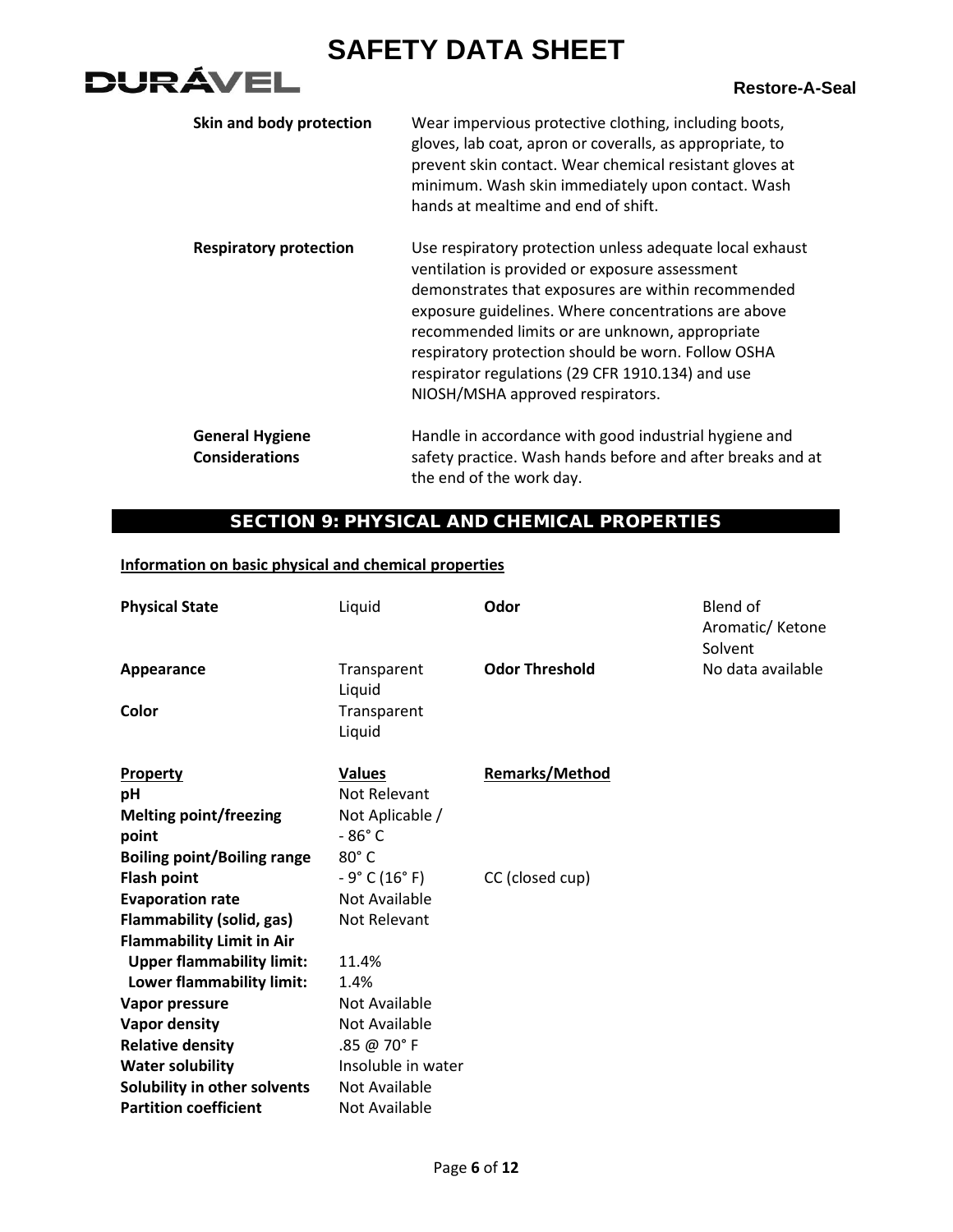| | |
|---|---|
| **Skin and body protection** | Wear impervious protective clothing, including boots, gloves, lab coat, apron or coveralls, as appropriate, to prevent skin contact. Wear chemical resistant gloves at minimum. Wash skin immediately upon contact. Wash hands at mealtime and end of shift. |
| **Respiratory protection** | Use respiratory protection unless adequate local exhaust ventilation is provided or exposure assessment demonstrates that exposures are within recommended exposure guidelines. Where concentrations are above recommended limits or are unknown, appropriate respiratory protection should be worn. Follow OSHA respirator regulations (29 CFR 1910.134) and use NIOSH/MSHA approved respirators. |
| **General Hygiene Considerations** | Handle in accordance with good industrial hygiene and safety practice. Wash hands before and after breaks and at the end of the work day. |

## SECTION 9: PHYSICAL AND CHEMICAL PROPERTIES

**Information on basic physical and chemical properties**

| | | | |
|---|---|---|---|
| **Physical State** | Liquid | **Odor** | Blend of Aromatic/ Ketone Solvent |
| **Appearance** | Transparent Liquid | **Odor Threshold** | No data available |
| **Color** | Transparent Liquid | | |

| **Property** | **Values** | **Remarks/Method** |
|---|---|---|
| **pH** | Not Relevant | |
| **Melting point/freezing point** | Not Aplicable / - 86° C | |
| **Boiling point/Boiling range** | 80° C | |
| **Flash point** | - 9° C (16° F) | CC (closed cup) |
| **Evaporation rate** | Not Available | |
| **Flammability (solid, gas)** | Not Relevant | |
| **Flammability Limit in Air** | | |
| **Upper flammability limit:** | 11.4% | |
| **Lower flammability limit:** | 1.4% | |
| **Vapor pressure** | Not Available | |
| **Vapor density** | Not Available | |
| **Relative density** | .85 @ 70° F | |
| **Water solubility** | Insoluble in water | |
| **Solubility in other solvents** | Not Available | |
| **Partition coefficient** | Not Available | |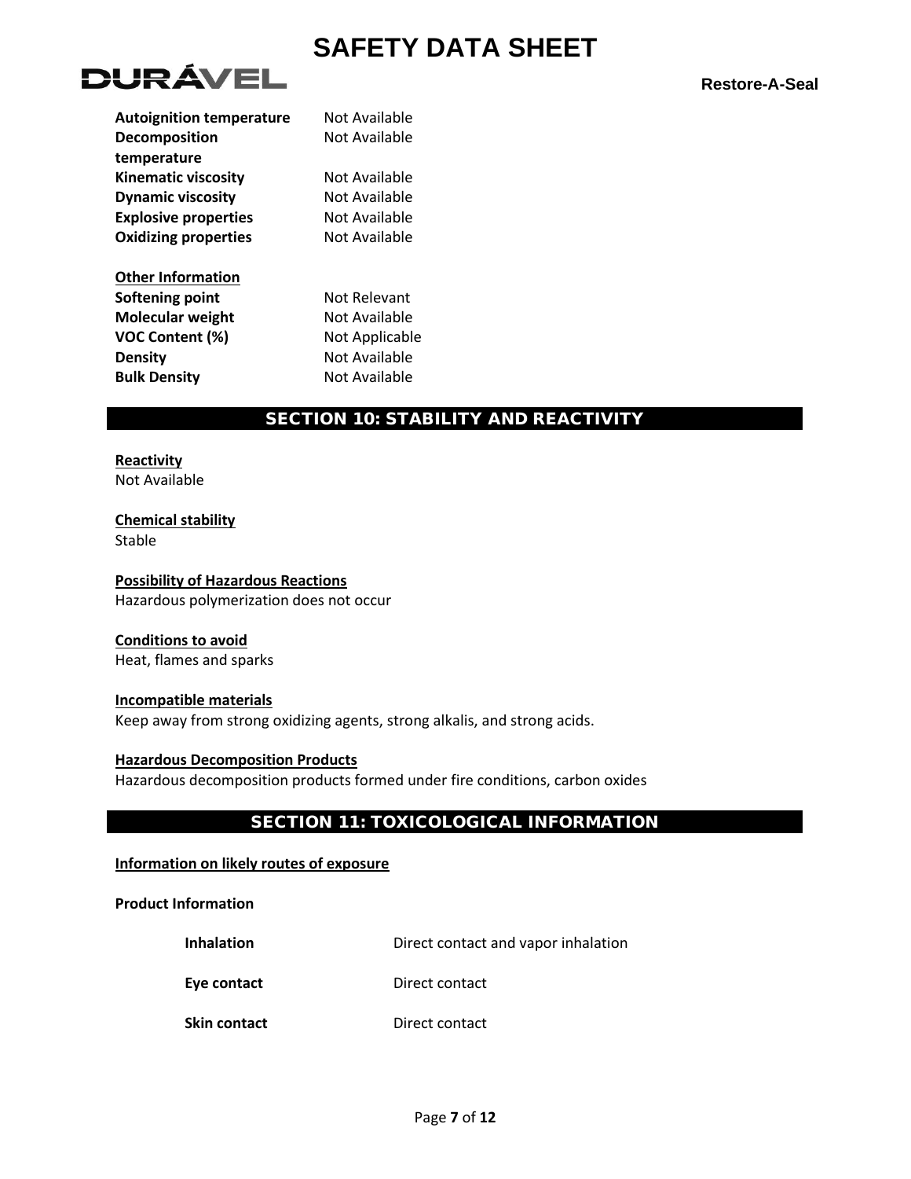| | |
|---|---|
| **Autoignition temperature** | Not Available |
| **Decomposition temperature** | Not Available |
| **Kinematic viscosity** | Not Available |
| **Dynamic viscosity** | Not Available |
| **Explosive properties** | Not Available |
| **Oxidizing properties** | Not Available |

**Other Information**

| | |
|---|---|
| **Softening point** | Not Relevant |
| **Molecular weight** | Not Available |
| **VOC Content (%)** | Not Applicable |
| **Density** | Not Available |
| **Bulk Density** | Not Available |

## SECTION 10: STABILITY AND REACTIVITY

**Reactivity**
Not Available

**Chemical stability**
Stable

**Possibility of Hazardous Reactions**
Hazardous polymerization does not occur

**Conditions to avoid**
Heat, flames and sparks

**Incompatible materials**
Keep away from strong oxidizing agents, strong alkalis, and strong acids.

**Hazardous Decomposition Products**
Hazardous decomposition products formed under fire conditions, carbon oxides

## SECTION 11: TOXICOLOGICAL INFORMATION

**Information on likely routes of exposure**

**Product Information**

| | |
|---|---|
| **Inhalation** | Direct contact and vapor inhalation |
| **Eye contact** | Direct contact |
| **Skin contact** | Direct contact |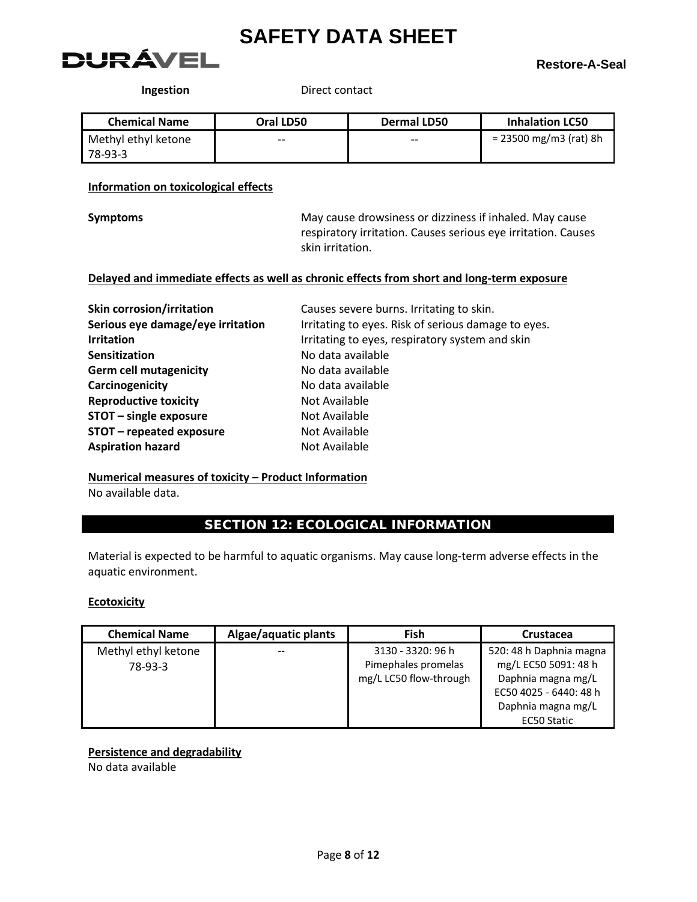**Ingestion** Direct contact

| Chemical Name | Oral LD50 | Dermal LD50 | Inhalation LC50 |
|---|---|---|---|
| Methyl ethyl ketone 78-93-3 | -- | -- | = 23500 mg/m3 (rat) 8h |

**Information on toxicological effects**

**Symptoms** May cause drowsiness or dizziness if inhaled. May cause respiratory irritation. Causes serious eye irritation. Causes skin irritation.

**Delayed and immediate effects as well as chronic effects from short and long-term exposure**

**Skin corrosion/irritation** Causes severe burns. Irritating to skin.
**Serious eye damage/eye irritation** Irritating to eyes. Risk of serious damage to eyes.
**Irritation** Irritating to eyes, respiratory system and skin
**Sensitization** No data available
**Germ cell mutagenicity** No data available
**Carcinogenicity** No data available
**Reproductive toxicity** Not Available
**STOT – single exposure** Not Available
**STOT – repeated exposure** Not Available
**Aspiration hazard** Not Available

**Numerical measures of toxicity – Product Information**
No available data.

## SECTION 12: ECOLOGICAL INFORMATION

Material is expected to be harmful to aquatic organisms. May cause long-term adverse effects in the aquatic environment.

**Ecotoxicity**

| Chemical Name | Algae/aquatic plants | Fish | Crustacea |
|---|---|---|---|
| Methyl ethyl ketone 78-93-3 | -- | 3130 - 3320: 96 h Pimephales promelas mg/L LC50 flow-through | 520: 48 h Daphnia magna mg/L EC50 5091: 48 h Daphnia magna mg/L EC50 4025 - 6440: 48 h Daphnia magna mg/L EC50 Static |

**Persistence and degradability**
No data available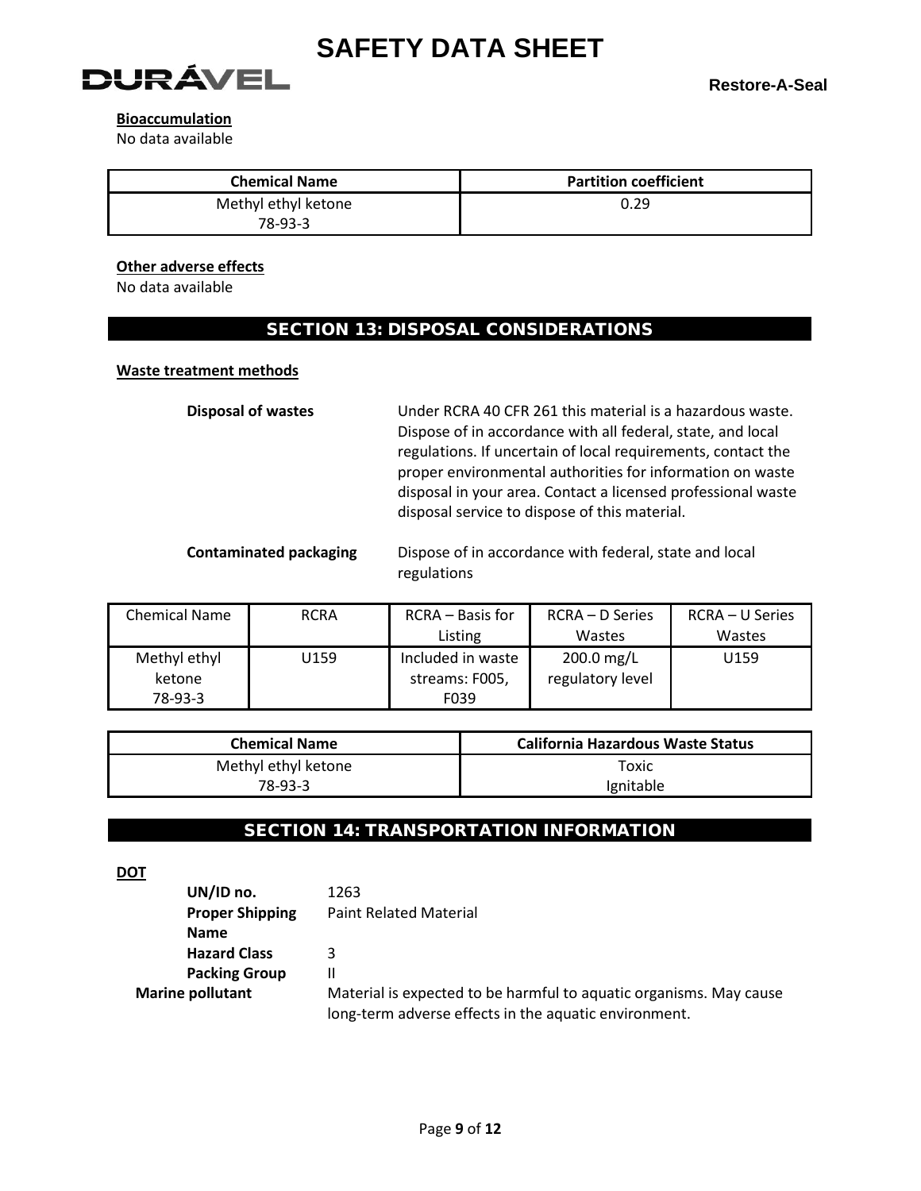**Bioaccumulation**
No data available

| Chemical Name | Partition coefficient |
|---|---|
| Methyl ethyl ketone 78-93-3 | 0.29 |

**Other adverse effects**
No data available

## SECTION 13: DISPOSAL CONSIDERATIONS

**Waste treatment methods**

**Disposal of wastes** Under RCRA 40 CFR 261 this material is a hazardous waste. Dispose of in accordance with all federal, state, and local regulations. If uncertain of local requirements, contact the proper environmental authorities for information on waste disposal in your area. Contact a licensed professional waste disposal service to dispose of this material.

**Contaminated packaging** Dispose of in accordance with federal, state and local regulations

| Chemical Name | RCRA | RCRA – Basis for Listing | RCRA – D Series Wastes | RCRA – U Series Wastes |
|---|---|---|---|---|
| Methyl ethyl ketone 78-93-3 | U159 | Included in waste streams: F005, F039 | 200.0 mg/L regulatory level | U159 |

| Chemical Name | California Hazardous Waste Status |
|---|---|
| Methyl ethyl ketone 78-93-3 | Toxic Ignitable |

## SECTION 14: TRANSPORTATION INFORMATION

**DOT**

**UN/ID no.** 1263
**Proper Shipping Name** Paint Related Material
**Hazard Class** 3
**Packing Group** II
**Marine pollutant** Material is expected to be harmful to aquatic organisms. May cause long-term adverse effects in the aquatic environment.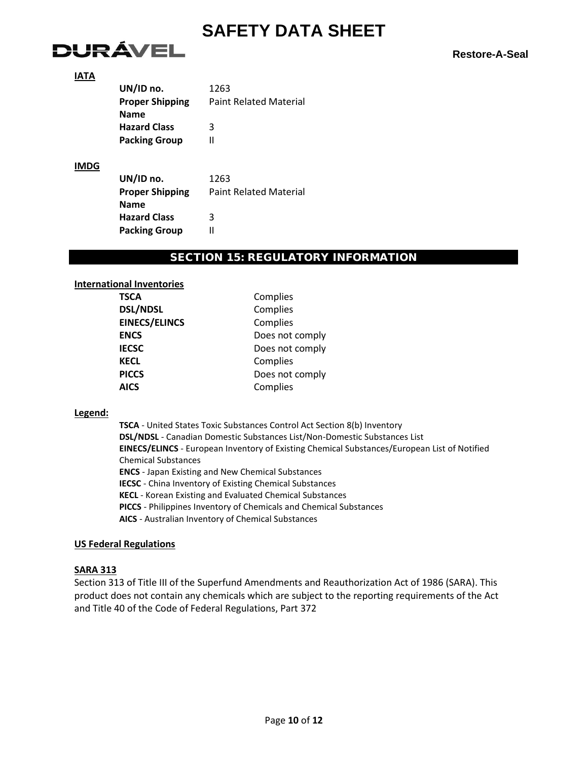**IATA**

| | |
|---|---|
| **UN/ID no.** | 1263 |
| **Proper Shipping Name** | Paint Related Material |
| **Hazard Class** | 3 |
| **Packing Group** | II |

**IMDG**

| | |
|---|---|
| **UN/ID no.** | 1263 |
| **Proper Shipping Name** | Paint Related Material |
| **Hazard Class** | 3 |
| **Packing Group** | II |

## SECTION 15: REGULATORY INFORMATION

**International Inventories**

| | |
|---|---|
| **TSCA** | Complies |
| **DSL/NDSL** | Complies |
| **EINECS/ELINCS** | Complies |
| **ENCS** | Does not comply |
| **IECSC** | Does not comply |
| **KECL** | Complies |
| **PICCS** | Does not comply |
| **AICS** | Complies |

**Legend:**

**TSCA** - United States Toxic Substances Control Act Section 8(b) Inventory
**DSL/NDSL** - Canadian Domestic Substances List/Non-Domestic Substances List
**EINECS/ELINCS** - European Inventory of Existing Chemical Substances/European List of Notified Chemical Substances
**ENCS** - Japan Existing and New Chemical Substances
**IECSC** - China Inventory of Existing Chemical Substances
**KECL** - Korean Existing and Evaluated Chemical Substances
**PICCS** - Philippines Inventory of Chemicals and Chemical Substances
**AICS** - Australian Inventory of Chemical Substances

**US Federal Regulations**

**SARA 313**

Section 313 of Title III of the Superfund Amendments and Reauthorization Act of 1986 (SARA). This product does not contain any chemicals which are subject to the reporting requirements of the Act and Title 40 of the Code of Federal Regulations, Part 372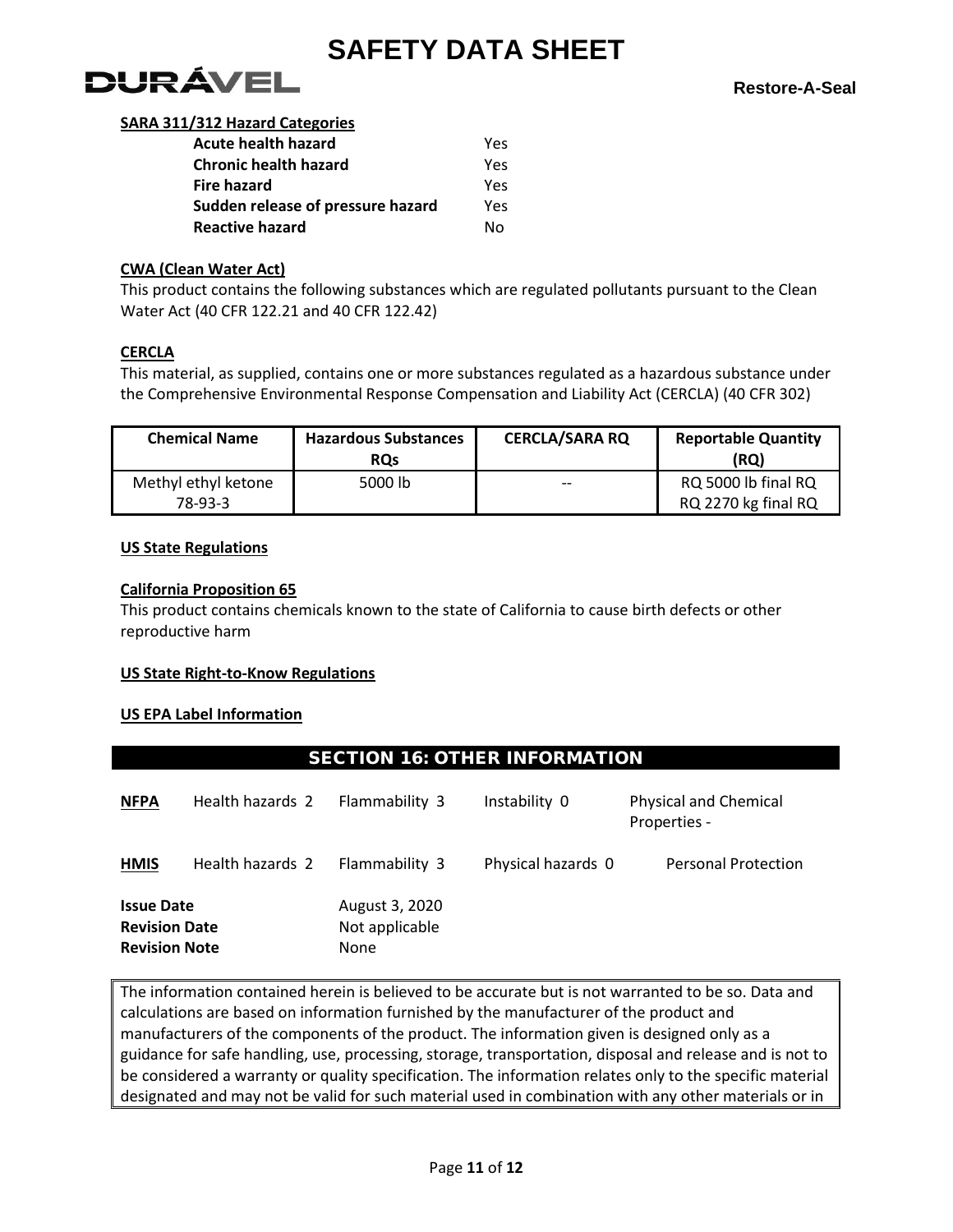**SARA 311/312 Hazard Categories**

| | |
|---|---|
| **Acute health hazard** | Yes |
| **Chronic health hazard** | Yes |
| **Fire hazard** | Yes |
| **Sudden release of pressure hazard** | Yes |
| **Reactive hazard** | No |

**CWA (Clean Water Act)**

This product contains the following substances which are regulated pollutants pursuant to the Clean Water Act (40 CFR 122.21 and 40 CFR 122.42)

**CERCLA**

This material, as supplied, contains one or more substances regulated as a hazardous substance under the Comprehensive Environmental Response Compensation and Liability Act (CERCLA) (40 CFR 302)

| Chemical Name | Hazardous Substances RQs | CERCLA/SARA RQ | Reportable Quantity (RQ) |
|---|---|---|---|
| Methyl ethyl ketone 78-93-3 | 5000 lb | -- | RQ 5000 lb final RQ RQ 2270 kg final RQ |

**US State Regulations**

**California Proposition 65**

This product contains chemicals known to the state of California to cause birth defects or other reproductive harm

**US State Right-to-Know Regulations**

**US EPA Label Information**

## SECTION 16: OTHER INFORMATION

| | | | | |
|---|---|---|---|---|
| **NFPA** | Health hazards 2 | Flammability 3 | Instability 0 | Physical and Chemical Properties - |
| **HMIS** | Health hazards 2 | Flammability 3 | Physical hazards 0 | Personal Protection |

| | |
|---|---|
| **Issue Date** | August 3, 2020 |
| **Revision Date** | Not applicable |
| **Revision Note** | None |

The information contained herein is believed to be accurate but is not warranted to be so. Data and calculations are based on information furnished by the manufacturer of the product and manufacturers of the components of the product. The information given is designed only as a guidance for safe handling, use, processing, storage, transportation, disposal and release and is not to be considered a warranty or quality specification. The information relates only to the specific material designated and may not be valid for such material used in combination with any other materials or in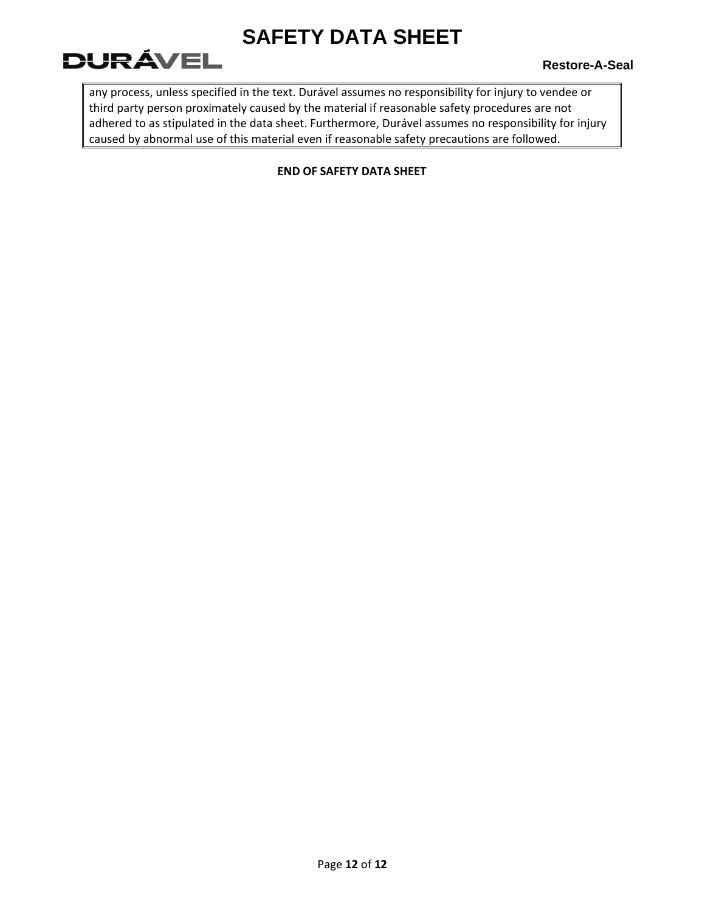any process, unless specified in the text. Durável assumes no responsibility for injury to vendee or third party person proximately caused by the material if reasonable safety procedures are not adhered to as stipulated in the data sheet. Furthermore, Durável assumes no responsibility for injury caused by abnormal use of this material even if reasonable safety precautions are followed.

**END OF SAFETY DATA SHEET**